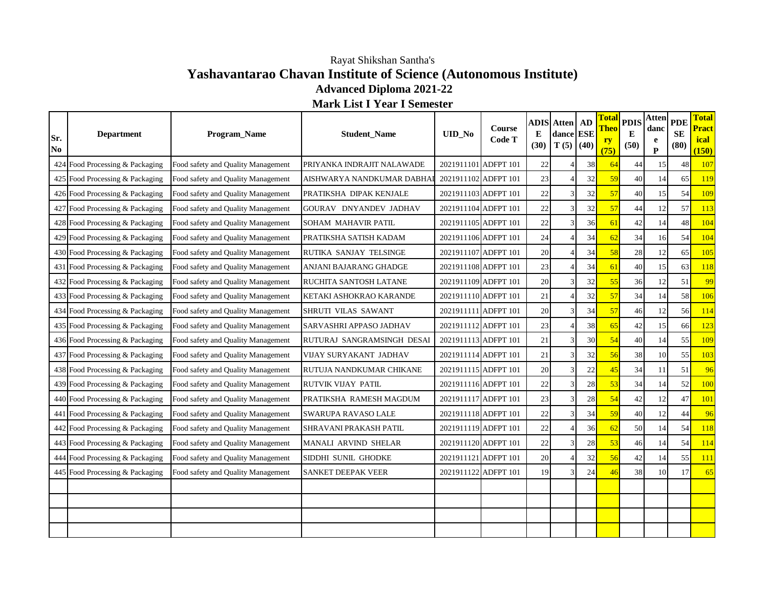Rayat Shikshan Santha's

# Yashavantarao Chavan Institute of Science (Autonomous Institute)

## Advanced Diploma 2021-22

## Mark List I Year I Semester

| Sr. No | Department | Program_Name | Student_Name | UID_No | Course Code T | ADISE (30) | Attendance T (5) | AD ESE (40) | Total Theory (75) | PDISE (50) | Attendance P | PDESE (80) | Total Practical (150) |
|---|---|---|---|---|---|---|---|---|---|---|---|---|---|
| 424 | Food Processing & Packaging | Food safety and Quality Management | PRIYANKA INDRAJIT NALAWADE | 2021911101 | ADFPT 101 | 22 | 4 | 38 | 64 | 44 | 15 | 48 | 107 |
| 425 | Food Processing & Packaging | Food safety and Quality Management | AISHWARYA NANDKUMAR DABHAI | 2021911102 | ADFPT 101 | 23 | 4 | 32 | 59 | 40 | 14 | 65 | 119 |
| 426 | Food Processing & Packaging | Food safety and Quality Management | PRATIKSHA DIPAK KENJALE | 2021911103 | ADFPT 101 | 22 | 3 | 32 | 57 | 40 | 15 | 54 | 109 |
| 427 | Food Processing & Packaging | Food safety and Quality Management | GOURAV DNYANDEV JADHAV | 2021911104 | ADFPT 101 | 22 | 3 | 32 | 57 | 44 | 12 | 57 | 113 |
| 428 | Food Processing & Packaging | Food safety and Quality Management | SOHAM MAHAVIR PATIL | 2021911105 | ADFPT 101 | 22 | 3 | 36 | 61 | 42 | 14 | 48 | 104 |
| 429 | Food Processing & Packaging | Food safety and Quality Management | PRATIKSHA SATISH KADAM | 2021911106 | ADFPT 101 | 24 | 4 | 34 | 62 | 34 | 16 | 54 | 104 |
| 430 | Food Processing & Packaging | Food safety and Quality Management | RUTIKA SANJAY TELSINGE | 2021911107 | ADFPT 101 | 20 | 4 | 34 | 58 | 28 | 12 | 65 | 105 |
| 431 | Food Processing & Packaging | Food safety and Quality Management | ANJANI BAJARANG GHADGE | 2021911108 | ADFPT 101 | 23 | 4 | 34 | 61 | 40 | 15 | 63 | 118 |
| 432 | Food Processing & Packaging | Food safety and Quality Management | RUCHITA SANTOSH LATANE | 2021911109 | ADFPT 101 | 20 | 3 | 32 | 55 | 36 | 12 | 51 | 99 |
| 433 | Food Processing & Packaging | Food safety and Quality Management | KETAKI ASHOKRAO KARANDE | 2021911110 | ADFPT 101 | 21 | 4 | 32 | 57 | 34 | 14 | 58 | 106 |
| 434 | Food Processing & Packaging | Food safety and Quality Management | SHRUTI VILAS SAWANT | 2021911111 | ADFPT 101 | 20 | 3 | 34 | 57 | 46 | 12 | 56 | 114 |
| 435 | Food Processing & Packaging | Food safety and Quality Management | SARVASHRI APPASO JADHAV | 2021911112 | ADFPT 101 | 23 | 4 | 38 | 65 | 42 | 15 | 66 | 123 |
| 436 | Food Processing & Packaging | Food safety and Quality Management | RUTURAJ SANGRAMSINGH DESAI | 2021911113 | ADFPT 101 | 21 | 3 | 30 | 54 | 40 | 14 | 55 | 109 |
| 437 | Food Processing & Packaging | Food safety and Quality Management | VIJAY SURYAKANT JADHAV | 2021911114 | ADFPT 101 | 21 | 3 | 32 | 56 | 38 | 10 | 55 | 103 |
| 438 | Food Processing & Packaging | Food safety and Quality Management | RUTUJA NANDKUMAR CHIKANE | 2021911115 | ADFPT 101 | 20 | 3 | 22 | 45 | 34 | 11 | 51 | 96 |
| 439 | Food Processing & Packaging | Food safety and Quality Management | RUTVIK VIJAY PATIL | 2021911116 | ADFPT 101 | 22 | 3 | 28 | 53 | 34 | 14 | 52 | 100 |
| 440 | Food Processing & Packaging | Food safety and Quality Management | PRATIKSHA RAMESH MAGDUM | 2021911117 | ADFPT 101 | 23 | 3 | 28 | 54 | 42 | 12 | 47 | 101 |
| 441 | Food Processing & Packaging | Food safety and Quality Management | SWARUPA RAVASO LALE | 2021911118 | ADFPT 101 | 22 | 3 | 34 | 59 | 40 | 12 | 44 | 96 |
| 442 | Food Processing & Packaging | Food safety and Quality Management | SHRAVANI PRAKASH PATIL | 2021911119 | ADFPT 101 | 22 | 4 | 36 | 62 | 50 | 14 | 54 | 118 |
| 443 | Food Processing & Packaging | Food safety and Quality Management | MANALI ARVIND SHELAR | 2021911120 | ADFPT 101 | 22 | 3 | 28 | 53 | 46 | 14 | 54 | 114 |
| 444 | Food Processing & Packaging | Food safety and Quality Management | SIDDHI SUNIL GHODKE | 2021911121 | ADFPT 101 | 20 | 4 | 32 | 56 | 42 | 14 | 55 | 111 |
| 445 | Food Processing & Packaging | Food safety and Quality Management | SANKET DEEPAK VEER | 2021911122 | ADFPT 101 | 19 | 3 | 24 | 46 | 38 | 10 | 17 | 65 |